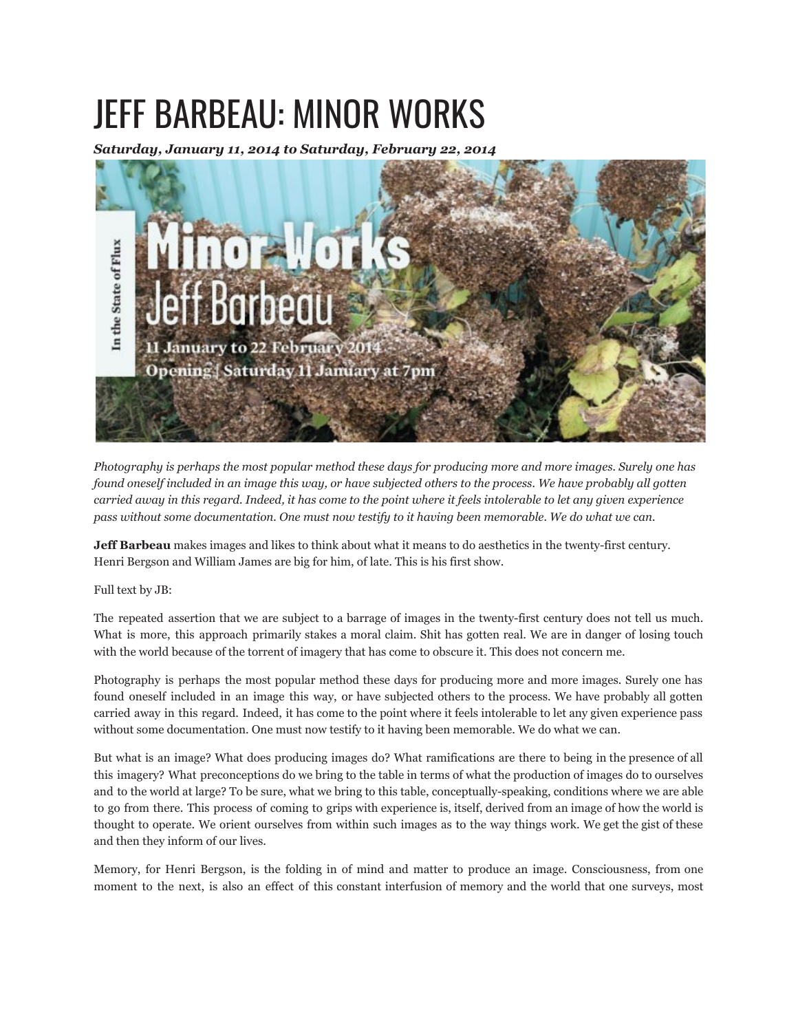# JEFF BARBEAU: MINOR WORKS

***Saturday, January 11, 2014 to Saturday, February 22, 2014***

*Photography is perhaps the most popular method these days for producing more and more images. Surely one has found oneself included in an image this way, or have subjected others to the process. We have probably all gotten carried away in this regard. Indeed, it has come to the point where it feels intolerable to let any given experience pass without some documentation. One must now testify to it having been memorable. We do what we can.*

**Jeff Barbeau** makes images and likes to think about what it means to do aesthetics in the twenty-first century. Henri Bergson and William James are big for him, of late. This is his first show.

Full text by JB:

The repeated assertion that we are subject to a barrage of images in the twenty-first century does not tell us much. What is more, this approach primarily stakes a moral claim. Shit has gotten real. We are in danger of losing touch with the world because of the torrent of imagery that has come to obscure it. This does not concern me.

Photography is perhaps the most popular method these days for producing more and more images. Surely one has found oneself included in an image this way, or have subjected others to the process. We have probably all gotten carried away in this regard. Indeed, it has come to the point where it feels intolerable to let any given experience pass without some documentation. One must now testify to it having been memorable. We do what we can.

But what is an image? What does producing images do? What ramifications are there to being in the presence of all this imagery? What preconceptions do we bring to the table in terms of what the production of images do to ourselves and to the world at large? To be sure, what we bring to this table, conceptually-speaking, conditions where we are able to go from there. This process of coming to grips with experience is, itself, derived from an image of how the world is thought to operate. We orient ourselves from within such images as to the way things work. We get the gist of these and then they inform of our lives.

Memory, for Henri Bergson, is the folding in of mind and matter to produce an image. Consciousness, from one moment to the next, is also an effect of this constant interfusion of memory and the world that one surveys, most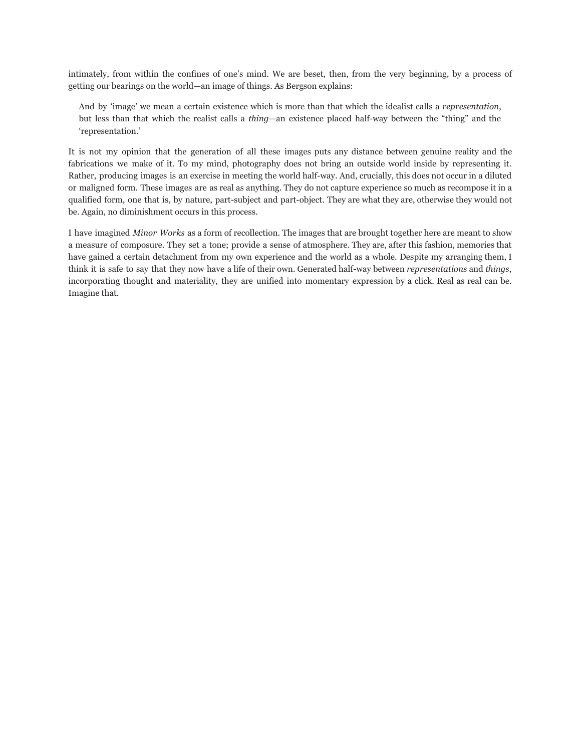intimately, from within the confines of one's mind. We are beset, then, from the very beginning, by a process of getting our bearings on the world—an image of things. As Bergson explains:

> And by 'image' we mean a certain existence which is more than that which the idealist calls a *representation*, but less than that which the realist calls a *thing*—an existence placed half-way between the "thing" and the 'representation.'

It is not my opinion that the generation of all these images puts any distance between genuine reality and the fabrications we make of it. To my mind, photography does not bring an outside world inside by representing it. Rather, producing images is an exercise in meeting the world half-way. And, crucially, this does not occur in a diluted or maligned form. These images are as real as anything. They do not capture experience so much as recompose it in a qualified form, one that is, by nature, part-subject and part-object. They are what they are, otherwise they would not be. Again, no diminishment occurs in this process.

I have imagined *Minor Works* as a form of recollection. The images that are brought together here are meant to show a measure of composure. They set a tone; provide a sense of atmosphere. They are, after this fashion, memories that have gained a certain detachment from my own experience and the world as a whole. Despite my arranging them, I think it is safe to say that they now have a life of their own. Generated half-way between *representations* and *things*, incorporating thought and materiality, they are unified into momentary expression by a click. Real as real can be. Imagine that.